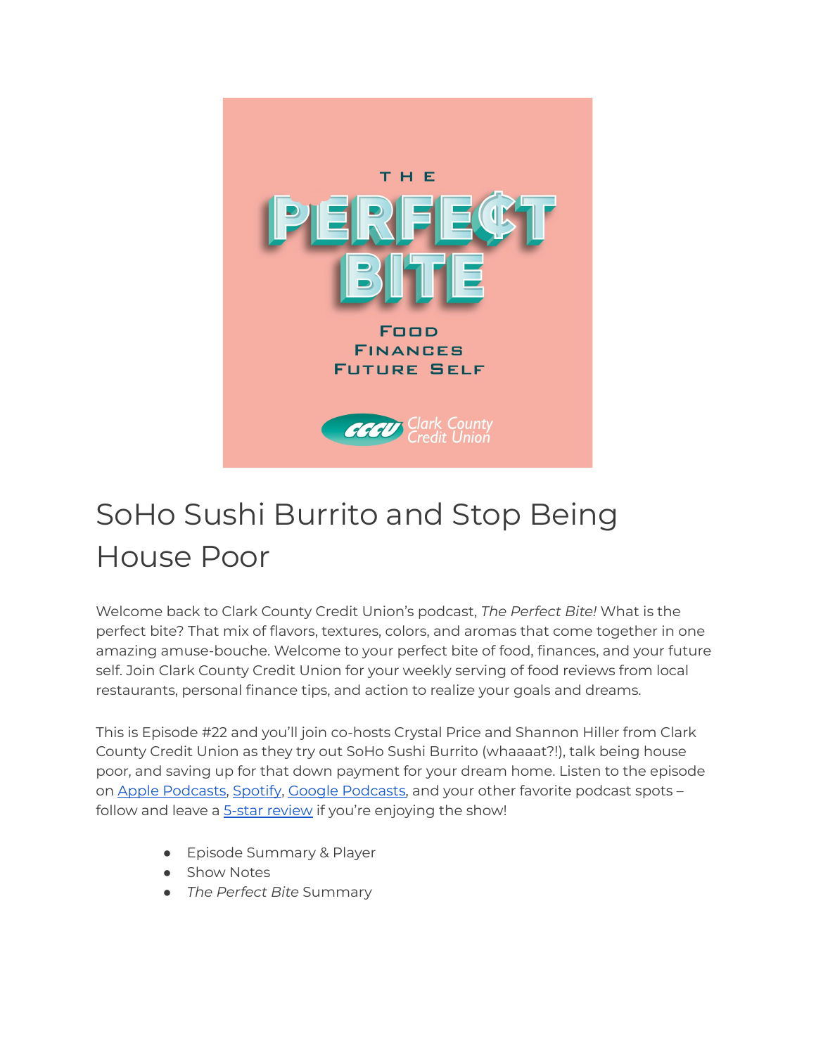# SoHo Sushi Burrito and Stop Being House Poor

Welcome back to Clark County Credit Union's podcast, *The Perfect Bite!* What is the perfect bite? That mix of flavors, textures, colors, and aromas that come together in one amazing amuse-bouche. Welcome to your perfect bite of food, finances, and your future self. Join Clark County Credit Union for your weekly serving of food reviews from local restaurants, personal finance tips, and action to realize your goals and dreams.

This is Episode #22 and you'll join co-hosts Crystal Price and Shannon Hiller from Clark County Credit Union as they try out SoHo Sushi Burrito (whaaaat?!), talk being house poor, and saving up for that down payment for your dream home. Listen to the episode on Apple Podcasts, Spotify, Google Podcasts, and your other favorite podcast spots – follow and leave a 5-star review if you're enjoying the show!

- Episode Summary & Player
- Show Notes
- *The Perfect Bite* Summary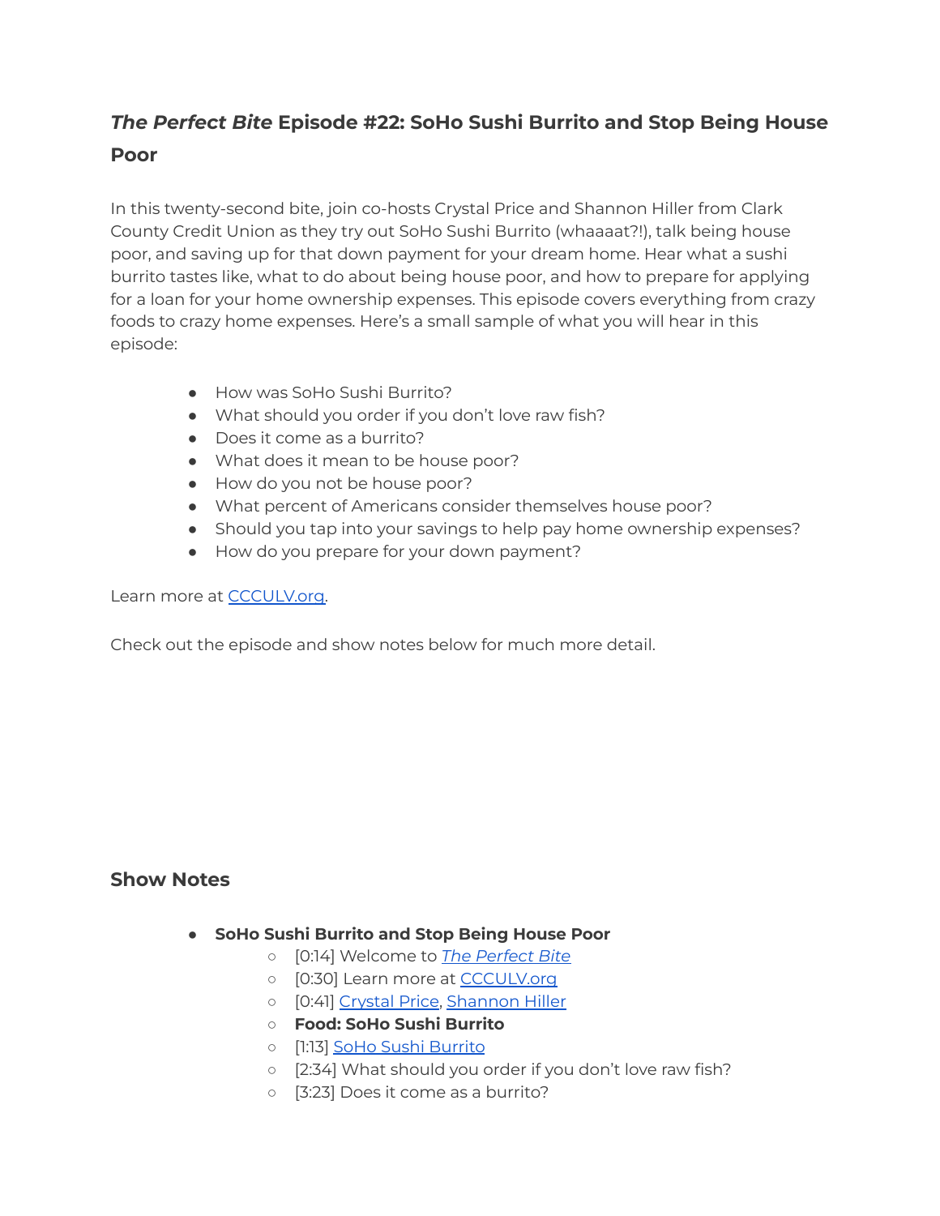# *The Perfect Bite* Episode #22: SoHo Sushi Burrito and Stop Being House Poor

In this twenty-second bite, join co-hosts Crystal Price and Shannon Hiller from Clark County Credit Union as they try out SoHo Sushi Burrito (whaaaat?!), talk being house poor, and saving up for that down payment for your dream home. Hear what a sushi burrito tastes like, what to do about being house poor, and how to prepare for applying for a loan for your home ownership expenses. This episode covers everything from crazy foods to crazy home expenses. Here's a small sample of what you will hear in this episode:

- How was SoHo Sushi Burrito?
- What should you order if you don't love raw fish?
- Does it come as a burrito?
- What does it mean to be house poor?
- How do you not be house poor?
- What percent of Americans consider themselves house poor?
- Should you tap into your savings to help pay home ownership expenses?
- How do you prepare for your down payment?

Learn more at [CCCULV.org](CCCULV.org).

Check out the episode and show notes below for much more detail.

## Show Notes

- **SoHo Sushi Burrito and Stop Being House Poor**
  - [0:14] Welcome to [*The Perfect Bite*]()
  - [0:30] Learn more at [CCCULV.org](CCCULV.org)
  - [0:41] [Crystal Price](), [Shannon Hiller]()
  - **Food: SoHo Sushi Burrito**
  - [1:13] [SoHo Sushi Burrito]()
  - [2:34] What should you order if you don't love raw fish?
  - [3:23] Does it come as a burrito?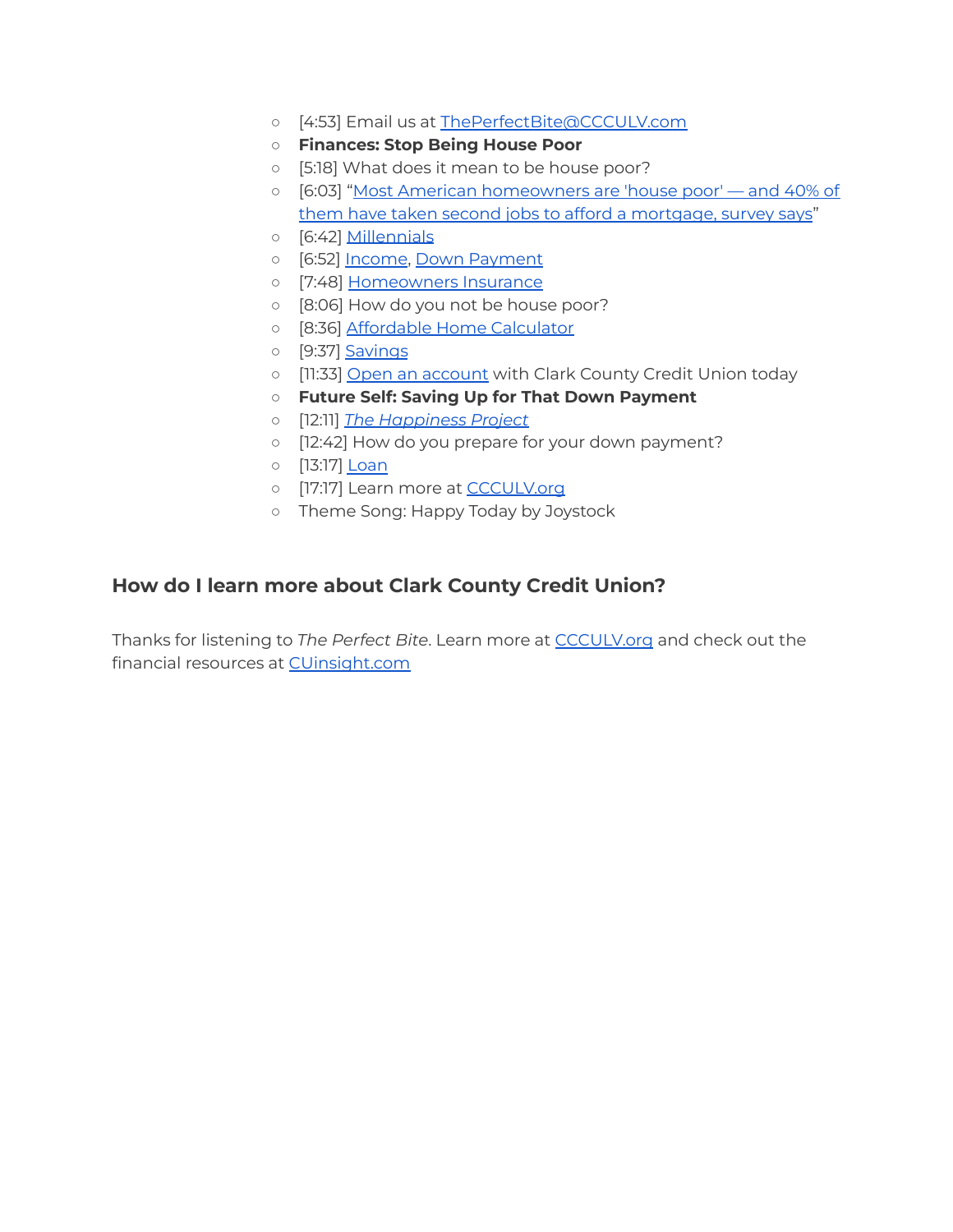- [4:53] Email us at ThePerfectBite@CCCULV.com
- **Finances: Stop Being House Poor**
- [5:18] What does it mean to be house poor?
- [6:03] "Most American homeowners are 'house poor' — and 40% of them have taken second jobs to afford a mortgage, survey says"
- [6:42] Millennials
- [6:52] Income, Down Payment
- [7:48] Homeowners Insurance
- [8:06] How do you not be house poor?
- [8:36] Affordable Home Calculator
- [9:37] Savings
- [11:33] Open an account with Clark County Credit Union today
- **Future Self: Saving Up for That Down Payment**
- [12:11] *The Happiness Project*
- [12:42] How do you prepare for your down payment?
- [13:17] Loan
- [17:17] Learn more at CCCULV.org
- Theme Song: Happy Today by Joystock

## How do I learn more about Clark County Credit Union?

Thanks for listening to *The Perfect Bite*. Learn more at CCCULV.org and check out the financial resources at CUinsight.com